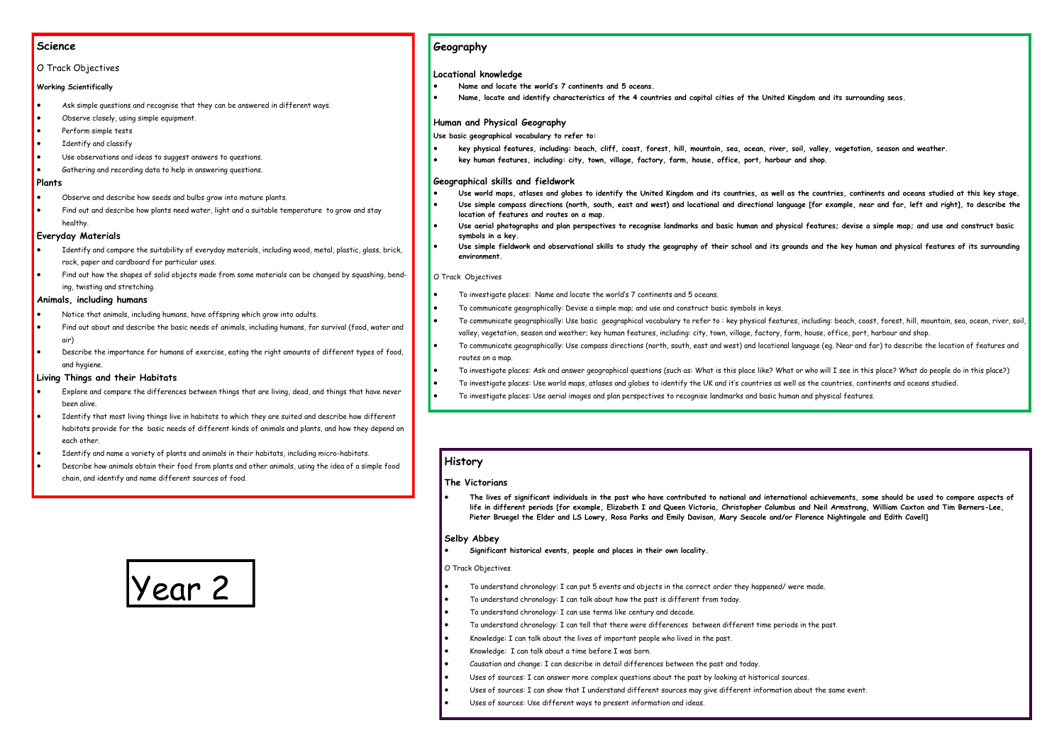# Year 2

## Science

O Track Objectives

**Working Scientifically**

- Ask simple questions and recognise that they can be answered in different ways.
- Observe closely, using simple equipment.
- Perform simple tests
- Identify and classify
- Use observations and ideas to suggest answers to questions.
- Gathering and recording data to help in answering questions.

### Plants

- Observe and describe how seeds and bulbs grow into mature plants.
- Find out and describe how plants need water, light and a suitable temperature to grow and stay healthy.

### Everyday Materials

- Identify and compare the suitability of everyday materials, including wood, metal, plastic, glass, brick, rock, paper and cardboard for particular uses.
- Find out how the shapes of solid objects made from some materials can be changed by squashing, bending, twisting and stretching.

### Animals, including humans

- Notice that animals, including humans, have offspring which grow into adults.
- Find out about and describe the basic needs of animals, including humans, for survival (food, water and air)
- Describe the importance for humans of exercise, eating the right amounts of different types of food, and hygiene.

### Living Things and their Habitats

- Explore and compare the differences between things that are living, dead, and things that have never been alive.
- Identify that most living things live in habitats to which they are suited and describe how different habitats provide for the basic needs of different kinds of animals and plants, and how they depend on each other.
- Identify and name a variety of plants and animals in their habitats, including micro-habitats.
- Describe how animals obtain their food from plants and other animals, using the idea of a simple food chain, and identify and name different sources of food.

## Geography

### Locational knowledge

- **Name and locate the world's 7 continents and 5 oceans.**
- **Name, locate and identify characteristics of the 4 countries and capital cities of the United Kingdom and its surrounding seas.**

### Human and Physical Geography

**Use basic geographical vocabulary to refer to:**

- **key physical features, including: beach, cliff, coast, forest, hill, mountain, sea, ocean, river, soil, valley, vegetation, season and weather.**
- **key human features, including: city, town, village, factory, farm, house, office, port, harbour and shop.**

### Geographical skills and fieldwork

- **Use world maps, atlases and globes to identify the United Kingdom and its countries, as well as the countries, continents and oceans studied at this key stage.**
- **Use simple compass directions (north, south, east and west) and locational and directional language [for example, near and far, left and right], to describe the location of features and routes on a map.**
- **Use aerial photographs and plan perspectives to recognise landmarks and basic human and physical features; devise a simple map; and use and construct basic symbols in a key.**
- **Use simple fieldwork and observational skills to study the geography of their school and its grounds and the key human and physical features of its surrounding environment.**

O Track Objectives

- To investigate places: Name and locate the world's 7 continents and 5 oceans.
- To communicate geographically: Devise a simple map; and use and construct basic symbols in keys.
- To communicate geographically: Use basic geographical vocabulary to refer to : key physical features, including: beach, coast, forest, hill, mountain, sea, ocean, river, soil, valley, vegetation, season and weather; key human features, including: city, town, village, factory, farm, house, office, port, harbour and shop.
- To communicate geographically: Use compass directions (north, south, east and west) and locational language (eg. Near and far) to describe the location of features and routes on a map.
- To investigate places: Ask and answer geographical questions (such as: What is this place like? What or who will I see in this place? What do people do in this place?)
- To investigate places: Use world maps, atlases and globes to identify the UK and it's countries as well as the countries, continents and oceans studied.
- To investigate places: Use aerial images and plan perspectives to recognise landmarks and basic human and physical features.

## History

### The Victorians

- **The lives of significant individuals in the past who have contributed to national and international achievements, some should be used to compare aspects of life in different periods [for example, Elizabeth I and Queen Victoria, Christopher Columbus and Neil Armstrong, William Caxton and Tim Berners-Lee, Pieter Bruegel the Elder and LS Lowry, Rosa Parks and Emily Davison, Mary Seacole and/or Florence Nightingale and Edith Cavell]**

### Selby Abbey

- ***Significant historical events, people and places in their own locality.***

O Track Objectives

- To understand chronology: I can put 5 events and objects in the correct order they happened/ were made.
- To understand chronology: I can talk about how the past is different from today.
- To understand chronology: I can use terms like century and decade.
- To understand chronology: I can tell that there were differences between different time periods in the past.
- Knowledge: I can talk about the lives of important people who lived in the past.
- Knowledge: I can talk about a time before I was born.
- Causation and change: I can describe in detail differences between the past and today.
- Uses of sources: I can answer more complex questions about the past by looking at historical sources.
- Uses of sources: I can show that I understand different sources may give different information about the same event.
- Uses of sources: Use different ways to present information and ideas.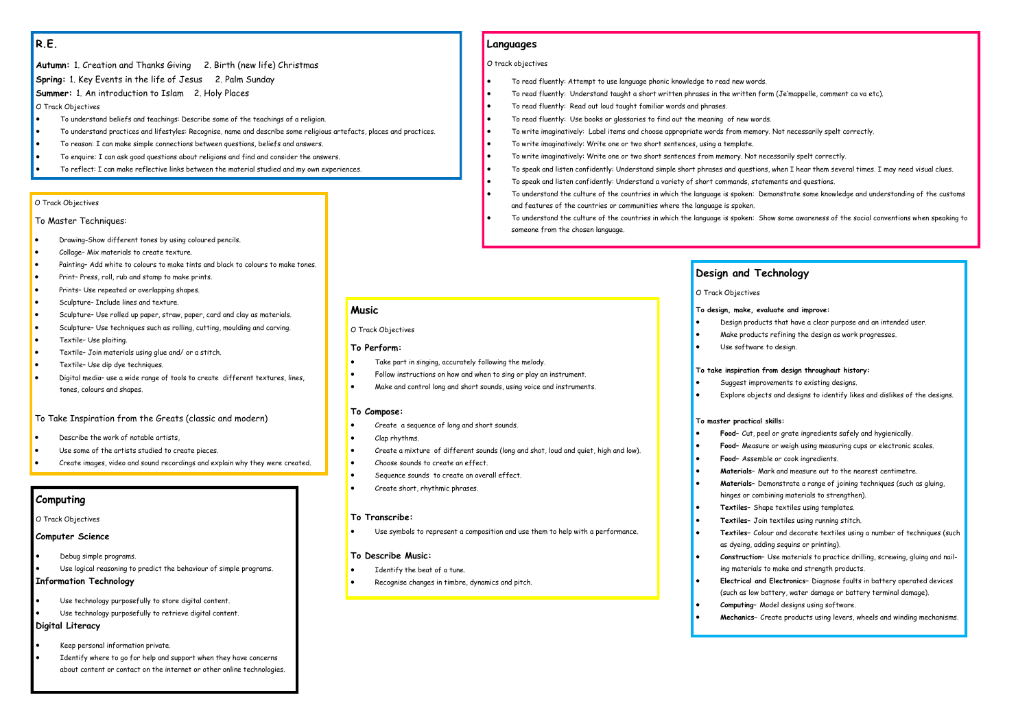## R.E.

**Autumn:** 1. Creation and Thanks Giving 2. Birth (new life) Christmas

**Spring:** 1. Key Events in the life of Jesus 2. Palm Sunday

**Summer:** 1. An introduction to Islam 2. Holy Places

O Track Objectives

- To understand beliefs and teachings: Describe some of the teachings of a religion.
- To understand practices and lifestyles: Recognise, name and describe some religious artefacts, places and practices.
- To reason: I can make simple connections between questions, beliefs and answers.
- To enquire: I can ask good questions about religions and find and consider the answers.
- To reflect: I can make reflective links between the material studied and my own experiences.

O Track Objectives

To Master Techniques:

- Drawing-Show different tones by using coloured pencils.
- Collage– Mix materials to create texture.
- Painting– Add white to colours to make tints and black to colours to make tones.
- Print– Press, roll, rub and stamp to make prints.
- Prints– Use repeated or overlapping shapes.
- Sculpture– Include lines and texture.
- Sculpture– Use rolled up paper, straw, paper, card and clay as materials.
- Sculpture– Use techniques such as rolling, cutting, moulding and carving.
- Textile– Use plaiting.
- Textile– Join materials using glue and/ or a stitch.
- Textile– Use dip dye techniques.
- Digital media- use a wide range of tools to create different textures, lines, tones, colours and shapes.

To Take Inspiration from the Greats (classic and modern)

- Describe the work of notable artists,
- Use some of the artists studied to create pieces.
- Create images, video and sound recordings and explain why they were created.

## Computing

O Track Objectives

**Computer Science**

- Debug simple programs.
- Use logical reasoning to predict the behaviour of simple programs.

**Information Technology**

- Use technology purposefully to store digital content.
- Use technology purposefully to retrieve digital content.

**Digital Literacy**

- Keep personal information private.
- Identify where to go for help and support when they have concerns about content or contact on the internet or other online technologies.

## Languages

O track objectives

- To read fluently: Attempt to use language phonic knowledge to read new words.
- To read fluently: Understand taught a short written phrases in the written form (Je'mappelle, comment ca va etc).
- To read fluently: Read out loud taught familiar words and phrases.
- To read fluently: Use books or glossaries to find out the meaning of new words.
- To write imaginatively: Label items and choose appropriate words from memory. Not necessarily spelt correctly.
- To write imaginatively: Write one or two short sentences, using a template.
- To write imaginatively: Write one or two short sentences from memory. Not necessarily spelt correctly.
- To speak and listen confidently: Understand simple short phrases and questions, when I hear them several times. I may need visual clues.
- To speak and listen confidently: Understand a variety of short commands, statements and questions.
- To understand the culture of the countries in which the language is spoken: Demonstrate some knowledge and understanding of the customs and features of the countries or communities where the language is spoken.
- To understand the culture of the countries in which the language is spoken: Show some awareness of the social conventions when speaking to someone from the chosen language.

## Music

O Track Objectives

**To Perform:**

- Take part in singing, accurately following the melody.
- Follow instructions on how and when to sing or play an instrument.
- Make and control long and short sounds, using voice and instruments.

**To Compose:**

- Create a sequence of long and short sounds.
- Clap rhythms.
- Create a mixture of different sounds (long and shot, loud and quiet, high and low).
- Choose sounds to create an effect.
- Sequence sounds to create an overall effect.
- Create short, rhythmic phrases.

**To Transcribe:**

- Use symbols to represent a composition and use them to help with a performance.

**To Describe Music:**

- Identify the beat of a tune.
- Recognise changes in timbre, dynamics and pitch.

## Design and Technology

O Track Objectives

**To design, make, evaluate and improve:**

- Design products that have a clear purpose and an intended user.
- Make products refining the design as work progresses.
- Use software to design.

**To take inspiration from design throughout history:**

- Suggest improvements to existing designs.
- Explore objects and designs to identify likes and dislikes of the designs.

**To master practical skills:**

- **Food**– Cut, peel or grate ingredients safely and hygienically.
- **Food**– Measure or weigh using measuring cups or electronic scales.
- **Food**– Assemble or cook ingredients.
- **Materials**– Mark and measure out to the nearest centimetre.
- **Materials**– Demonstrate a range of joining techniques (such as gluing, hinges or combining materials to strengthen).
- **Textiles**– Shape textiles using templates.
- **Textiles**– Join textiles using running stitch.
- **Textiles**– Colour and decorate textiles using a number of techniques (such as dyeing, adding sequins or printing).
- **Construction**– Use materials to practice drilling, screwing, gluing and nailing materials to make and strength products.
- **Electrical and Electronics**– Diagnose faults in battery operated devices (such as low battery, water damage or battery terminal damage).
- **Computing**– Model designs using software.
- **Mechanics**– Create products using levers, wheels and winding mechanisms.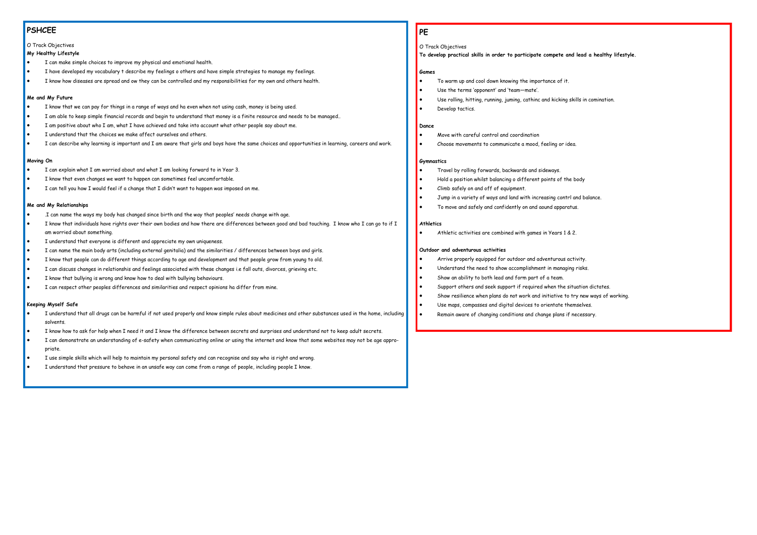## PSHCEE

O Track Objectives

**My Healthy Lifestyle**

- I can make simple choices to improve my physical and emotional health.
- I have developed my vocabulary t describe my feelings o others and have simple strategies to manage my feelings.
- I know how diseases are spread and ow they can be controlled and my responsibilities for my own and others health.

**Me and My Future**

- I know that we can pay for things in a range of ways and ha even when not using cash, money is being used.
- I am able to keep simple financial records and begin to understand that money is a finite resource and needs to be managed..
- I am positive about who I am, what I have achieved and take into account what other people say about me.
- I understand that the choices we make affect ourselves and others.
- I can describe why learning is important and I am aware that girls and boys have the same choices and opportunities in learning, careers and work.

**Moving On**

- I can explain what I am worried about and what I am looking forward to in Year 3.
- I know that even changes we want to happen can sometimes feel uncomfortable.
- I can tell you how I would feel if a change that I didn't want to happen was imposed on me.

**Me and My Relationships**

- .I can name the ways my body has changed since birth and the way that peoples' needs change with age.
- I know that individuals have rights over their own bodies and how there are differences between good and bad touching. I know who I can go to if I am worried about something.
- I understand that everyone is different and appreciate my own uniqueness.
- I can name the main body arts (including external genitalia) and the similarities / differences between boys and girls.
- I know that people can do different things according to age and development and that people grow from young to old.
- I can discuss changes in relationshis and feelings associated with these changes i.e fall outs, divorces, grieving etc.
- I know that bullying is wrong and know how to deal with bullying behaviours.
- I can respect other peoples differences and similarities and respect opinions ha differ from mine.

**Keeping Myself Safe**

- I understand that all drugs can be harmful if not used properly and know simple rules about medicines and other substances used in the home, including solvents.
- I know how to ask for help when I need it and I know the difference between secrets and surprises and understand not to keep adult secrets.
- I can demonstrate an understanding of e-safety when communicating online or using the internet and know that some websites may not be age appropriate.
- I use simple skills which will help to maintain my personal safety and can recognise and say who is right and wrong.
- I understand that pressure to behave in an unsafe way can come from a range of people, including people I know.

## PE

O Track Objectives

**To develop practical skills in order to participate compete and lead a healthy lifestyle.**

**Games**

- To warm up and cool down knowing the importance of it.
- Use the terms 'opponent' and 'team—mate'.
- Use rolling, hitting, running, juming, cathinc and kicking skills in comination.
- Develop tactics.

**Dance**

- Move with careful control and coordination
- Choose movements to communicate a mood, feeling or idea.

**Gymnastics**

- Travel by rolling forwards, backwards and sideways.
- Hold a position whilst balancing o different points of the body
- Climb safely on and off of equipment.
- Jump in a variety of ways and land with increasing contrl and balance.
- To move and safely and confidently on and aound apparatus.

**Athletics**

- Athletic activities are combined with games in Years 1 & 2.

**Outdoor and adventurous activities**

- Arrive properly equipped for outdoor and adventurous activity.
- Understand the need to show accomplishment in managing risks.
- Show an ability to both lead and form part of a team.
- Support others and seek support if required when the situation dictates.
- Show resilience when plans do not work and initiative to try new ways of working.
- Use maps, compasses and digital devices to orientate themselves.
- Remain aware of changing conditions and change plans if necessary.